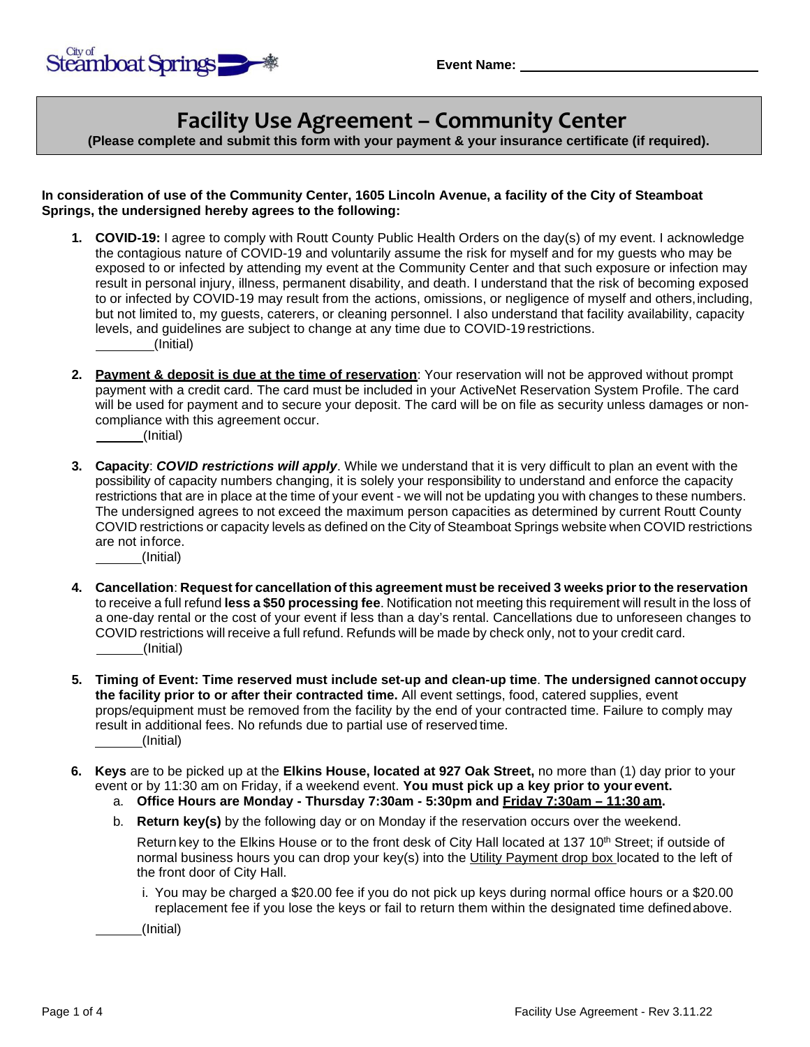Event Name: ______________________________

# Facility Use Agreement – Community Center

**(Please complete and submit this form with your payment & your insurance certificate (if required).**

**In consideration of use of the Community Center, 1605 Lincoln Avenue, a facility of the City of Steamboat Springs, the undersigned hereby agrees to the following:**

1. **COVID-19:** I agree to comply with Routt County Public Health Orders on the day(s) of my event. I acknowledge the contagious nature of COVID-19 and voluntarily assume the risk for myself and for my guests who may be exposed to or infected by attending my event at the Community Center and that such exposure or infection may result in personal injury, illness, permanent disability, and death. I understand that the risk of becoming exposed to or infected by COVID-19 may result from the actions, omissions, or negligence of myself and others, including, but not limited to, my guests, caterers, or cleaning personnel. I also understand that facility availability, capacity levels, and guidelines are subject to change at any time due to COVID-19 restrictions.
   ________(Initial)

2. **Payment & deposit is due at the time of reservation**: Your reservation will not be approved without prompt payment with a credit card. The card must be included in your ActiveNet Reservation System Profile. The card will be used for payment and to secure your deposit. The card will be on file as security unless damages or non-compliance with this agreement occur.
   ______(Initial)

3. **Capacity**: ***COVID restrictions will apply***. While we understand that it is very difficult to plan an event with the possibility of capacity numbers changing, it is solely your responsibility to understand and enforce the capacity restrictions that are in place at the time of your event - we will not be updating you with changes to these numbers. The undersigned agrees to not exceed the maximum person capacities as determined by current Routt County COVID restrictions or capacity levels as defined on the City of Steamboat Springs website when COVID restrictions are not in force.
   ______(Initial)

4. **Cancellation**: **Request for cancellation of this agreement must be received 3 weeks prior to the reservation** to receive a full refund **less a $50 processing fee**. Notification not meeting this requirement will result in the loss of a one-day rental or the cost of your event if less than a day's rental. Cancellations due to unforeseen changes to COVID restrictions will receive a full refund. Refunds will be made by check only, not to your credit card.
   ______(Initial)

5. **Timing of Event: Time reserved must include set-up and clean-up time**. **The undersigned cannot occupy the facility prior to or after their contracted time.** All event settings, food, catered supplies, event props/equipment must be removed from the facility by the end of your contracted time. Failure to comply may result in additional fees. No refunds due to partial use of reserved time.
   ______(Initial)

6. **Keys** are to be picked up at the **Elkins House, located at 927 Oak Street,** no more than (1) day prior to your event or by 11:30 am on Friday, if a weekend event. **You must pick up a key prior to your event.**
   a. **Office Hours are Monday - Thursday 7:30am - 5:30pm and Friday 7:30am – 11:30 am.**
   b. **Return key(s)** by the following day or on Monday if the reservation occurs over the weekend.

      Return key to the Elkins House or to the front desk of City Hall located at 137 10th Street; if outside of normal business hours you can drop your key(s) into the Utility Payment drop box located to the left of the front door of City Hall.

      i. You may be charged a $20.00 fee if you do not pick up keys during normal office hours or a $20.00 replacement fee if you lose the keys or fail to return them within the designated time defined above.

   ______(Initial)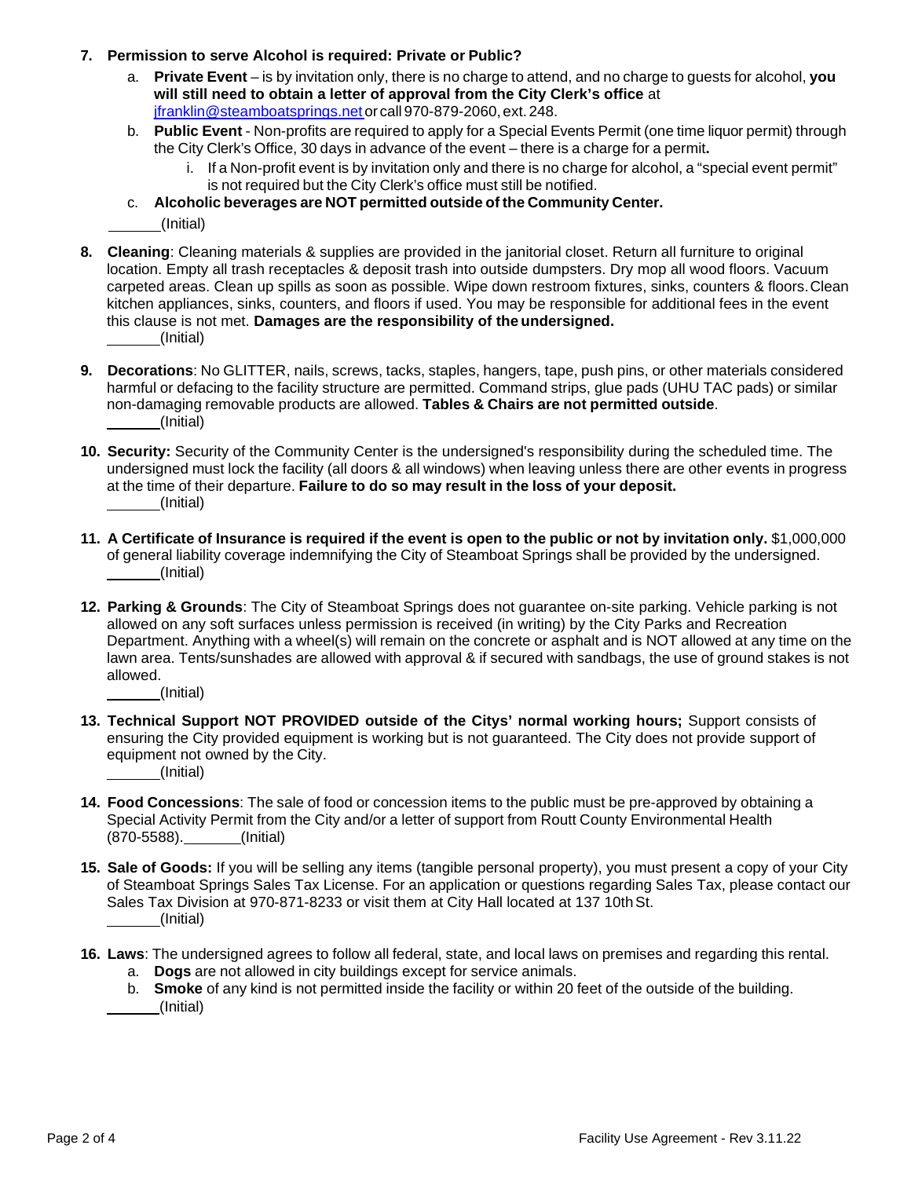7. **Permission to serve Alcohol is required: Private or Public?**
   a. **Private Event** – is by invitation only, there is no charge to attend, and no charge to guests for alcohol, **you will still need to obtain a letter of approval from the City Clerk's office** at jfranklin@steamboatsprings.net or call 970-879-2060, ext. 248.
   b. **Public Event** - Non-profits are required to apply for a Special Events Permit (one time liquor permit) through the City Clerk's Office, 30 days in advance of the event – there is a charge for a permit**.**
      i. If a Non-profit event is by invitation only and there is no charge for alcohol, a "special event permit" is not required but the City Clerk's office must still be notified.
   c. **Alcoholic beverages are NOT permitted outside of the Community Center.**

   ______(Initial)

8. **Cleaning**: Cleaning materials & supplies are provided in the janitorial closet. Return all furniture to original location. Empty all trash receptacles & deposit trash into outside dumpsters. Dry mop all wood floors. Vacuum carpeted areas. Clean up spills as soon as possible. Wipe down restroom fixtures, sinks, counters & floors. Clean kitchen appliances, sinks, counters, and floors if used. You may be responsible for additional fees in the event this clause is not met. **Damages are the responsibility of the undersigned.**
   ______(Initial)

9. **Decorations**: No GLITTER, nails, screws, tacks, staples, hangers, tape, push pins, or other materials considered harmful or defacing to the facility structure are permitted. Command strips, glue pads (UHU TAC pads) or similar non-damaging removable products are allowed. **Tables & Chairs are not permitted outside**.
   ______(Initial)

10. **Security:** Security of the Community Center is the undersigned's responsibility during the scheduled time. The undersigned must lock the facility (all doors & all windows) when leaving unless there are other events in progress at the time of their departure. **Failure to do so may result in the loss of your deposit.**
    ______(Initial)

11. **A Certificate of Insurance is required if the event is open to the public or not by invitation only.** $1,000,000 of general liability coverage indemnifying the City of Steamboat Springs shall be provided by the undersigned.
    ______(Initial)

12. **Parking & Grounds**: The City of Steamboat Springs does not guarantee on-site parking. Vehicle parking is not allowed on any soft surfaces unless permission is received (in writing) by the City Parks and Recreation Department. Anything with a wheel(s) will remain on the concrete or asphalt and is NOT allowed at any time on the lawn area. Tents/sunshades are allowed with approval & if secured with sandbags, the use of ground stakes is not allowed.
    ______(Initial)

13. **Technical Support NOT PROVIDED outside of the Citys' normal working hours;** Support consists of ensuring the City provided equipment is working but is not guaranteed. The City does not provide support of equipment not owned by the City.
    ______(Initial)

14. **Food Concessions**: The sale of food or concession items to the public must be pre-approved by obtaining a Special Activity Permit from the City and/or a letter of support from Routt County Environmental Health (870-5588).______(Initial)

15. **Sale of Goods:** If you will be selling any items (tangible personal property), you must present a copy of your City of Steamboat Springs Sales Tax License. For an application or questions regarding Sales Tax, please contact our Sales Tax Division at 970-871-8233 or visit them at City Hall located at 137 10th St.
    ______(Initial)

16. **Laws**: The undersigned agrees to follow all federal, state, and local laws on premises and regarding this rental.
    a. **Dogs** are not allowed in city buildings except for service animals.
    b. **Smoke** of any kind is not permitted inside the facility or within 20 feet of the outside of the building.

    ______(Initial)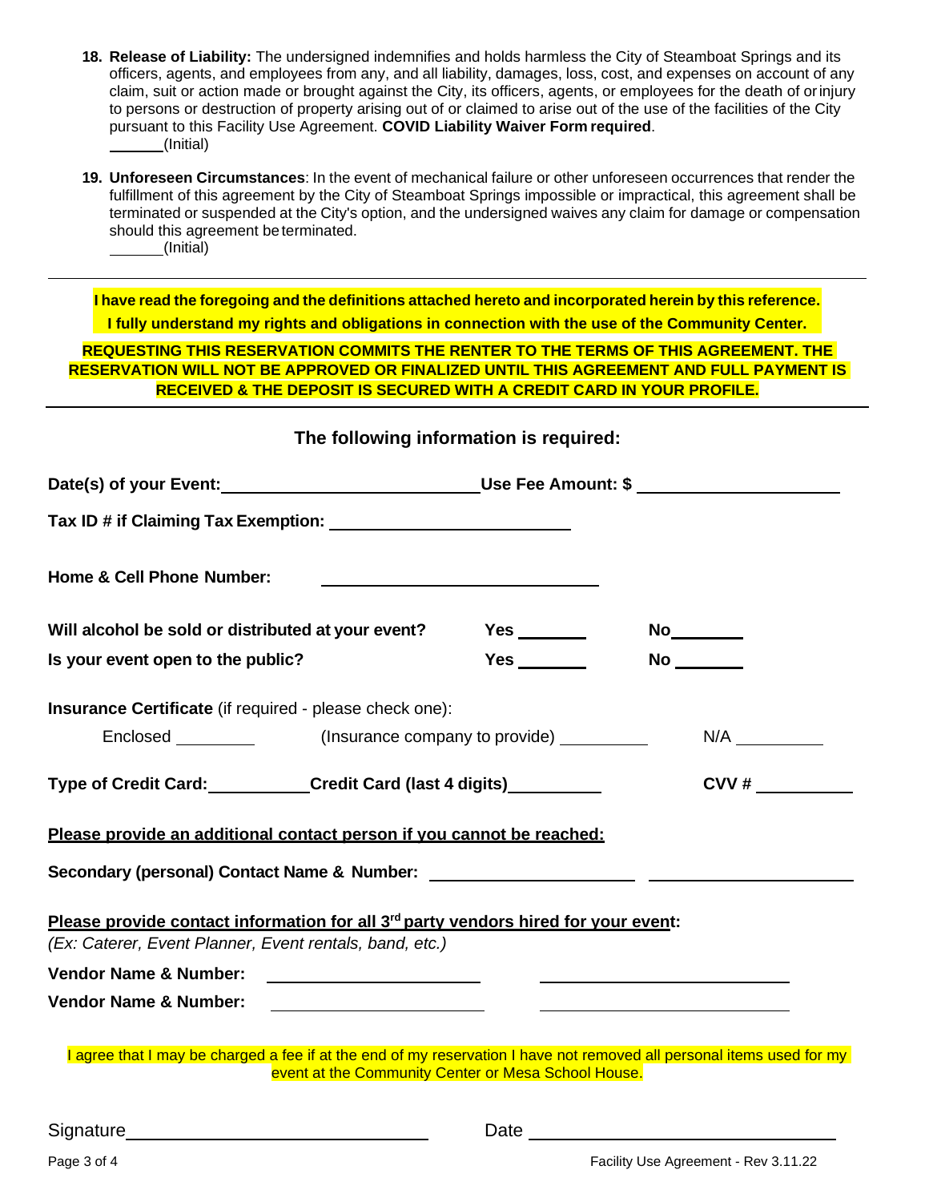18. **Release of Liability:** The undersigned indemnifies and holds harmless the City of Steamboat Springs and its officers, agents, and employees from any, and all liability, damages, loss, cost, and expenses on account of any claim, suit or action made or brought against the City, its officers, agents, or employees for the death of or injury to persons or destruction of property arising out of or claimed to arise out of the use of the facilities of the City pursuant to this Facility Use Agreement. **COVID Liability Waiver Form required**.
    ______(Initial)

19. **Unforeseen Circumstances**: In the event of mechanical failure or other unforeseen occurrences that render the fulfillment of this agreement by the City of Steamboat Springs impossible or impractical, this agreement shall be terminated or suspended at the City's option, and the undersigned waives any claim for damage or compensation should this agreement be terminated.
    ______(Initial)

---

**I have read the foregoing and the definitions attached hereto and incorporated herein by this reference. I fully understand my rights and obligations in connection with the use of the Community Center.**

**REQUESTING THIS RESERVATION COMMITS THE RENTER TO THE TERMS OF THIS AGREEMENT. THE RESERVATION WILL NOT BE APPROVED OR FINALIZED UNTIL THIS AGREEMENT AND FULL PAYMENT IS RECEIVED & THE DEPOSIT IS SECURED WITH A CREDIT CARD IN YOUR PROFILE.**

---

## The following information is required:

**Date(s) of your Event:** ____________________________ **Use Fee Amount: $** ______________________

**Tax ID # if Claiming Tax Exemption:** __________________________

**Home & Cell Phone Number:** ______________________________

**Will alcohol be sold or distributed at your event?** **Yes** ________ **No** ________

**Is your event open to the public?** **Yes** ________ **No** ________

**Insurance Certificate** (if required - please check one):

Enclosed _________ (Insurance company to provide) __________ N/A __________

**Type of Credit Card:** ___________ **Credit Card (last 4 digits)** __________ **CVV #** __________

**Please provide an additional contact person if you cannot be reached:**

**Secondary (personal) Contact Name & Number:** ______________________ ______________________

**Please provide contact information for all 3rd party vendors hired for your event:**
*(Ex: Caterer, Event Planner, Event rentals, band, etc.)*

**Vendor Name & Number:** ________________________ ____________________________

**Vendor Name & Number:** ________________________ ____________________________

I agree that I may be charged a fee if at the end of my reservation I have not removed all personal items used for my event at the Community Center or Mesa School House.

Signature________________________________ Date ________________________________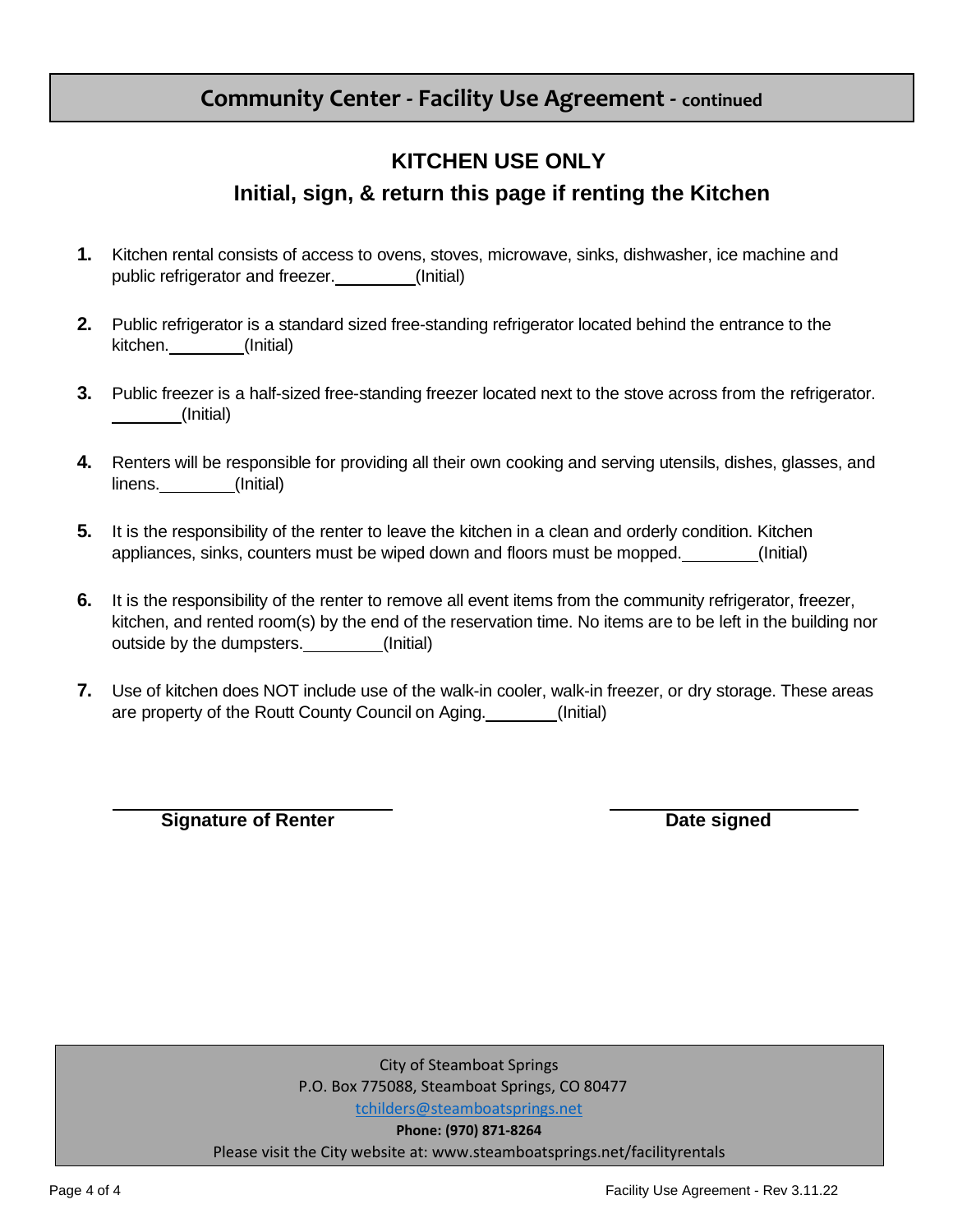# Community Center - Facility Use Agreement - continued

## KITCHEN USE ONLY

## Initial, sign, & return this page if renting the Kitchen

1. Kitchen rental consists of access to ovens, stoves, microwave, sinks, dishwasher, ice machine and public refrigerator and freezer.________(Initial)

2. Public refrigerator is a standard sized free-standing refrigerator located behind the entrance to the kitchen.________(Initial)

3. Public freezer is a half-sized free-standing freezer located next to the stove across from the refrigerator. ________(Initial)

4. Renters will be responsible for providing all their own cooking and serving utensils, dishes, glasses, and linens.________(Initial)

5. It is the responsibility of the renter to leave the kitchen in a clean and orderly condition. Kitchen appliances, sinks, counters must be wiped down and floors must be mopped.________(Initial)

6. It is the responsibility of the renter to remove all event items from the community refrigerator, freezer, kitchen, and rented room(s) by the end of the reservation time. No items are to be left in the building nor outside by the dumpsters.________(Initial)

7. Use of kitchen does NOT include use of the walk-in cooler, walk-in freezer, or dry storage. These areas are property of the Routt County Council on Aging.________(Initial)

________________________ ________________________

**Signature of Renter** **Date signed**

City of Steamboat Springs
P.O. Box 775088, Steamboat Springs, CO 80477
tchilders@steamboatsprings.net
**Phone: (970) 871-8264**
Please visit the City website at: www.steamboatsprings.net/facilityrentals

Facility Use Agreement - Rev 3.11.22